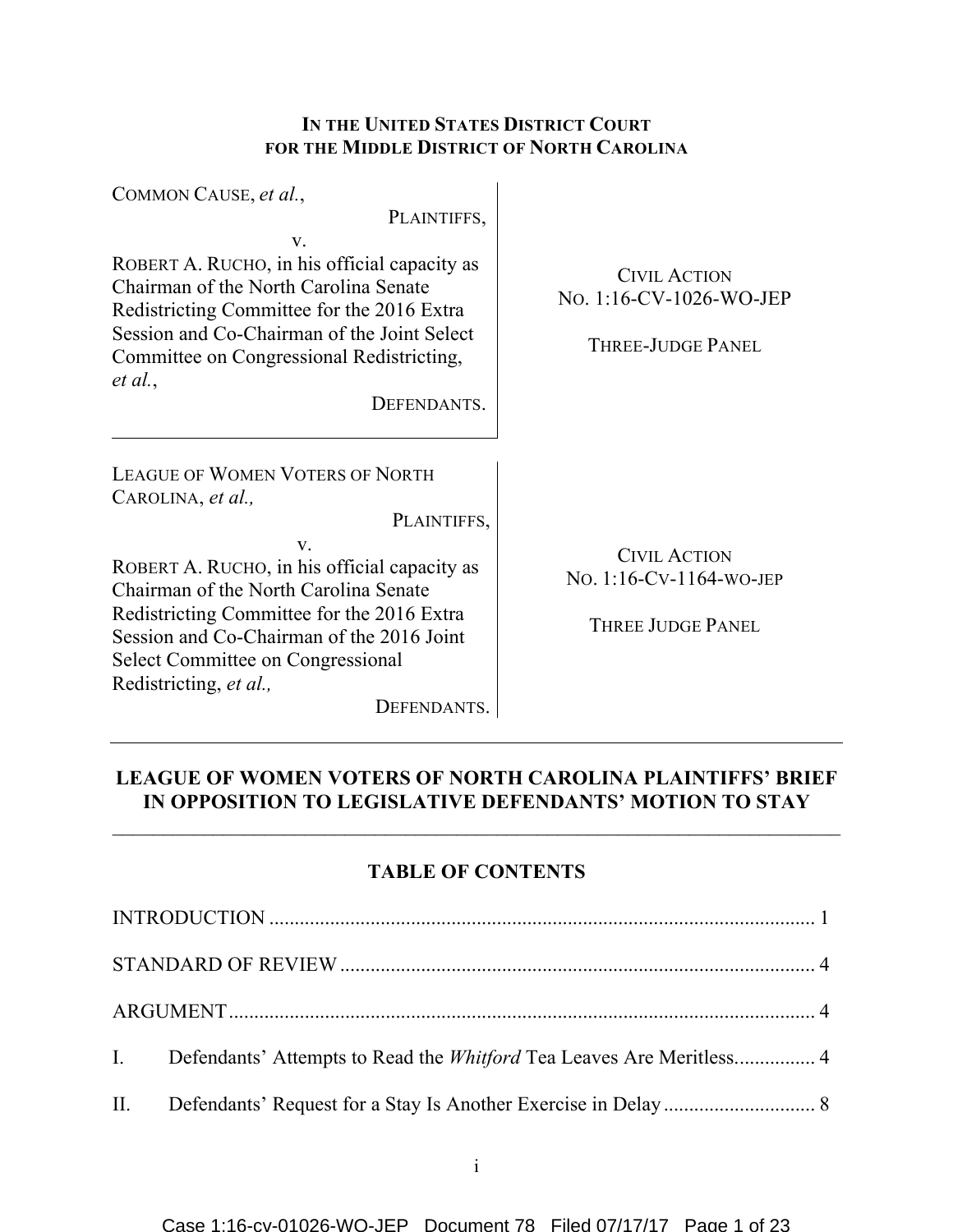**IN THE UNITED STATES DISTRICT COURT**
**FOR THE MIDDLE DISTRICT OF NORTH CAROLINA**

| | |
|---|---|
| COMMON CAUSE, *et al.*,<br>PLAINTIFFS,<br>v.<br>ROBERT A. RUCHO, in his official capacity as Chairman of the North Carolina Senate Redistricting Committee for the 2016 Extra Session and Co-Chairman of the Joint Select Committee on Congressional Redistricting, *et al.*,<br>DEFENDANTS. | CIVIL ACTION<br>NO. 1:16-CV-1026-WO-JEP<br><br>THREE-JUDGE PANEL |
| LEAGUE OF WOMEN VOTERS OF NORTH CAROLINA, *et al.,*<br>PLAINTIFFS,<br>v.<br>ROBERT A. RUCHO, in his official capacity as Chairman of the North Carolina Senate Redistricting Committee for the 2016 Extra Session and Co-Chairman of the 2016 Joint Select Committee on Congressional Redistricting, *et al.,*<br>DEFENDANTS. | CIVIL ACTION<br>NO. 1:16-CV-1164-WO-JEP<br><br>THREE JUDGE PANEL |

---

**LEAGUE OF WOMEN VOTERS OF NORTH CAROLINA PLAINTIFFS' BRIEF IN OPPOSITION TO LEGISLATIVE DEFENDANTS' MOTION TO STAY**

---

**TABLE OF CONTENTS**

INTRODUCTION ........................................................................................................... 1

STANDARD OF REVIEW ............................................................................................. 4

ARGUMENT ................................................................................................................... 4

I. Defendants' Attempts to Read the *Whitford* Tea Leaves Are Meritless................ 4

II. Defendants' Request for a Stay Is Another Exercise in Delay .............................. 8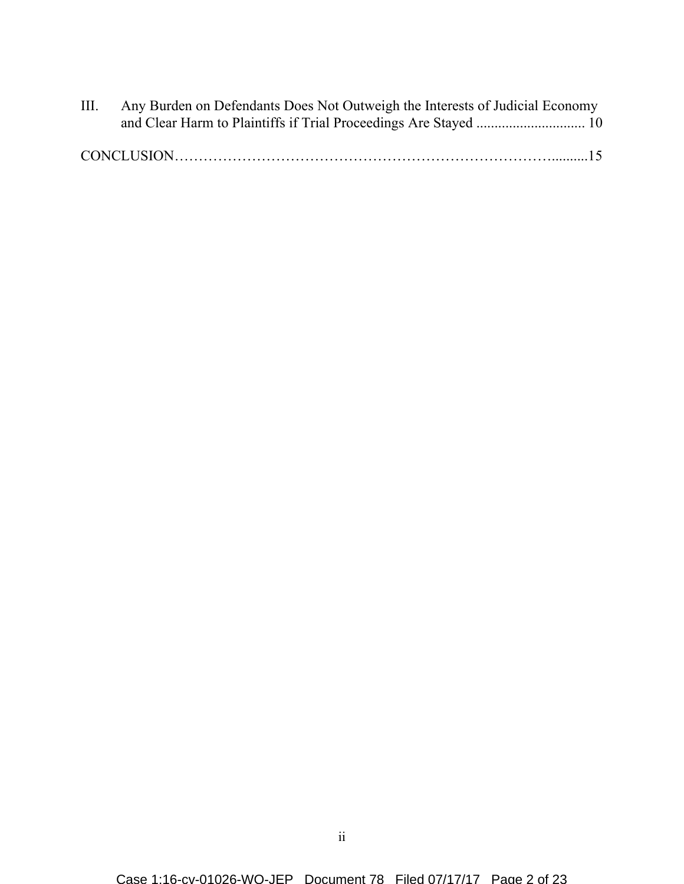III. Any Burden on Defendants Does Not Outweigh the Interests of Judicial Economy and Clear Harm to Plaintiffs if Trial Proceedings Are Stayed .............................. 10

CONCLUSION…………………………………………………………………….........15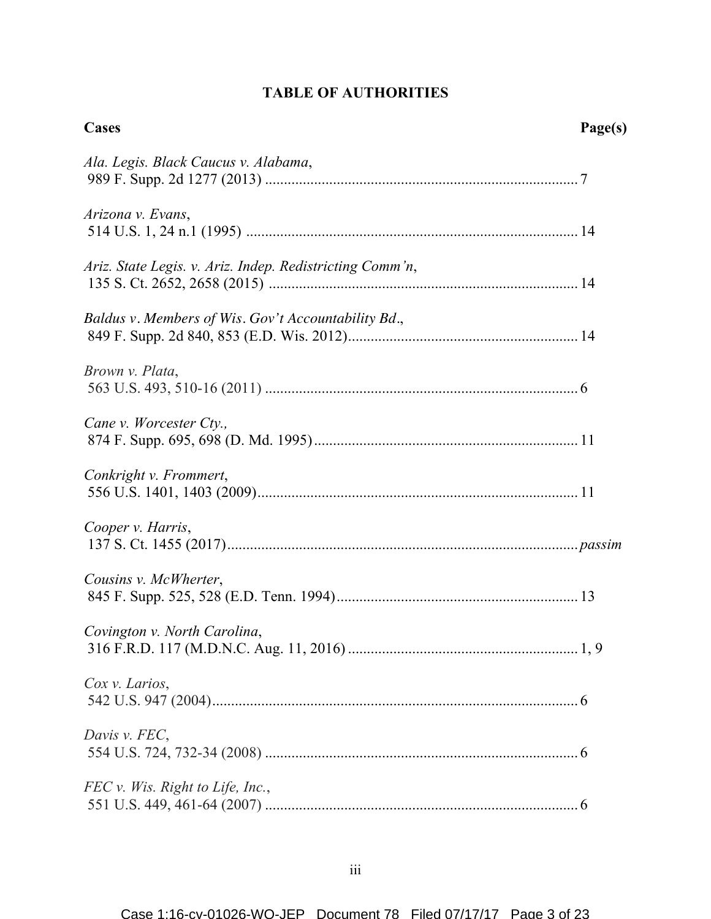## TABLE OF AUTHORITIES

**Cases** **Page(s)**

*Ala. Legis. Black Caucus v. Alabama*,
989 F. Supp. 2d 1277 (2013) .................................................................................. 7

*Arizona v. Evans*,
514 U.S. 1, 24 n.1 (1995) ...................................................................................... 14

*Ariz. State Legis. v. Ariz. Indep. Redistricting Comm'n*,
135 S. Ct. 2652, 2658 (2015) ................................................................................ 14

*Baldus v. Members of Wis. Gov't Accountability Bd.*,
849 F. Supp. 2d 840, 853 (E.D. Wis. 2012)............................................................ 14

*Brown v. Plata*,
563 U.S. 493, 510-16 (2011) .................................................................................. 6

*Cane v. Worcester Cty.,*
874 F. Supp. 695, 698 (D. Md. 1995)..................................................................... 11

*Conkright v. Frommert*,
556 U.S. 1401, 1403 (2009).................................................................................... 11

*Cooper v. Harris*,
137 S. Ct. 1455 (2017)............................................................................................ *passim*

*Cousins v. McWherter*,
845 F. Supp. 525, 528 (E.D. Tenn. 1994)............................................................... 13

*Covington v. North Carolina*,
316 F.R.D. 117 (M.D.N.C. Aug. 11, 2016) ............................................................ 1, 9

*Cox v. Larios*,
542 U.S. 947 (2004)................................................................................................ 6

*Davis v. FEC*,
554 U.S. 724, 732-34 (2008) .................................................................................. 6

*FEC v. Wis. Right to Life, Inc.*,
551 U.S. 449, 461-64 (2007) .................................................................................. 6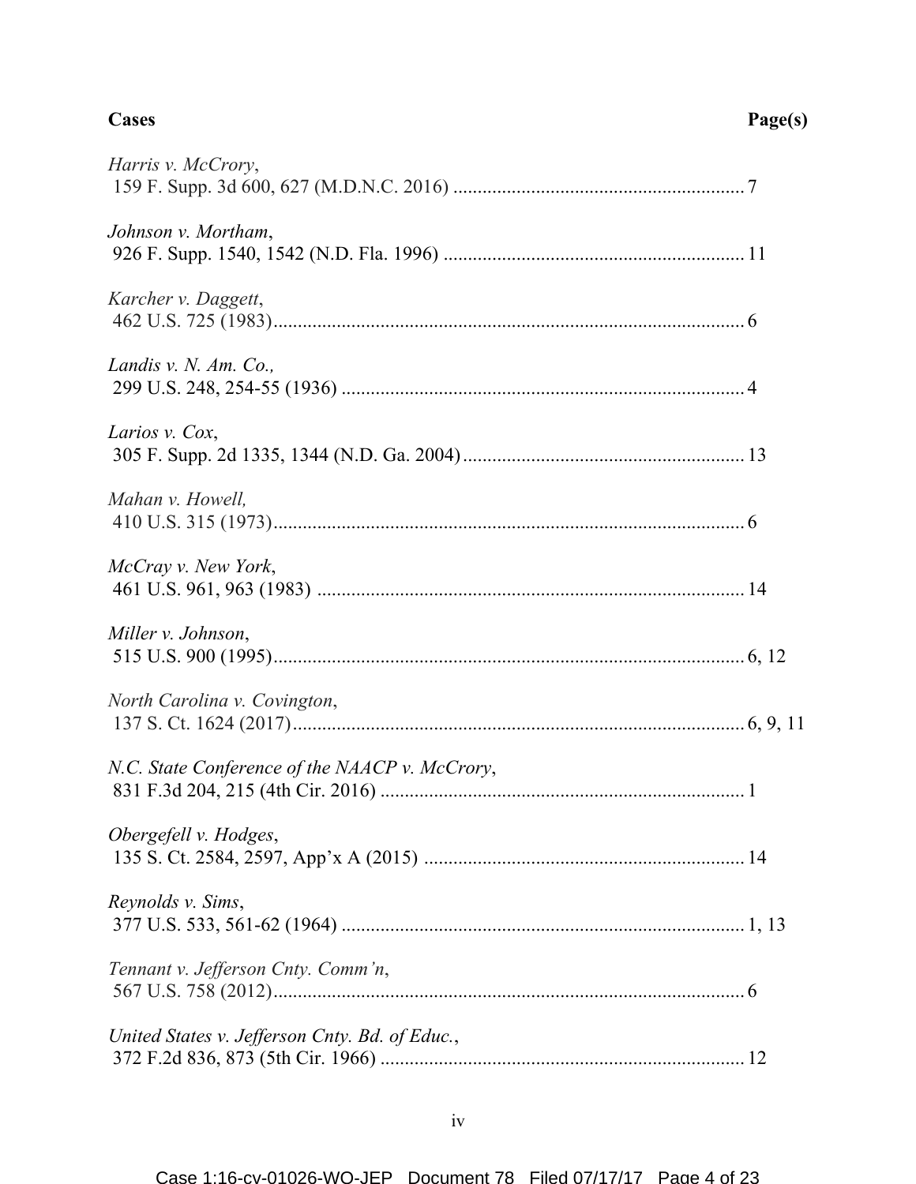**Cases** **Page(s)**

*Harris v. McCrory*,
159 F. Supp. 3d 600, 627 (M.D.N.C. 2016) ........................................................... 7

*Johnson v. Mortham*,
926 F. Supp. 1540, 1542 (N.D. Fla. 1996) ............................................................ 11

*Karcher v. Daggett*,
462 U.S. 725 (1983)................................................................................................ 6

*Landis v. N. Am. Co.,*
299 U.S. 248, 254-55 (1936) .................................................................................. 4

*Larios v. Cox*,
305 F. Supp. 2d 1335, 1344 (N.D. Ga. 2004)......................................................... 13

*Mahan v. Howell,*
410 U.S. 315 (1973)................................................................................................ 6

*McCray v. New York*,
461 U.S. 961, 963 (1983) ....................................................................................... 14

*Miller v. Johnson*,
515 U.S. 900 (1995)................................................................................................ 6, 12

*North Carolina v. Covington*,
137 S. Ct. 1624 (2017)............................................................................................ 6, 9, 11

*N.C. State Conference of the NAACP v. McCrory*,
831 F.3d 204, 215 (4th Cir. 2016) .......................................................................... 1

*Obergefell v. Hodges*,
135 S. Ct. 2584, 2597, App'x A (2015) ................................................................. 14

*Reynolds v. Sims*,
377 U.S. 533, 561-62 (1964) .................................................................................. 1, 13

*Tennant v. Jefferson Cnty. Comm'n*,
567 U.S. 758 (2012)................................................................................................ 6

*United States v. Jefferson Cnty. Bd. of Educ.*,
372 F.2d 836, 873 (5th Cir. 1966) .......................................................................... 12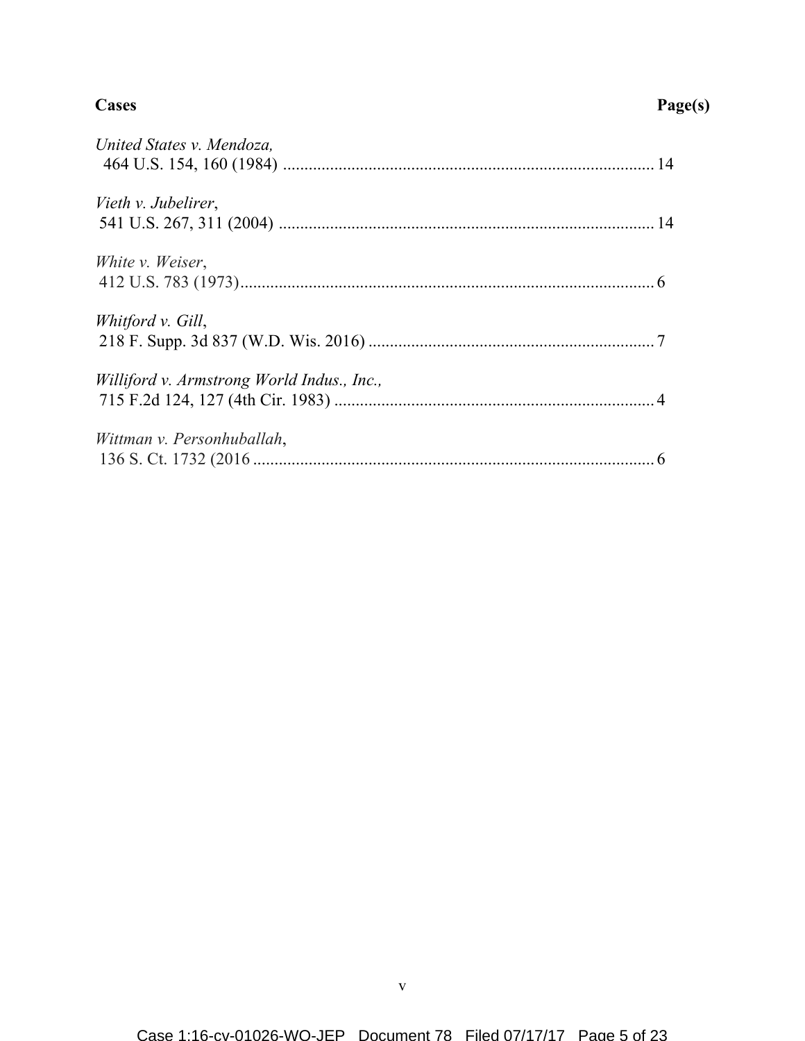**Cases** **Page(s)**

*United States v. Mendoza,*
464 U.S. 154, 160 (1984) ....................................................................................... 14

*Vieth v. Jubelirer*,
541 U.S. 267, 311 (2004) ....................................................................................... 14

*White v. Weiser*,
412 U.S. 783 (1973)................................................................................................. 6

*Whitford v. Gill*,
218 F. Supp. 3d 837 (W.D. Wis. 2016) ................................................................... 7

*Williford v. Armstrong World Indus., Inc.,*
715 F.2d 124, 127 (4th Cir. 1983) ........................................................................... 4

*Wittman v. Personhuballah*,
136 S. Ct. 1732 (2016 .............................................................................................. 6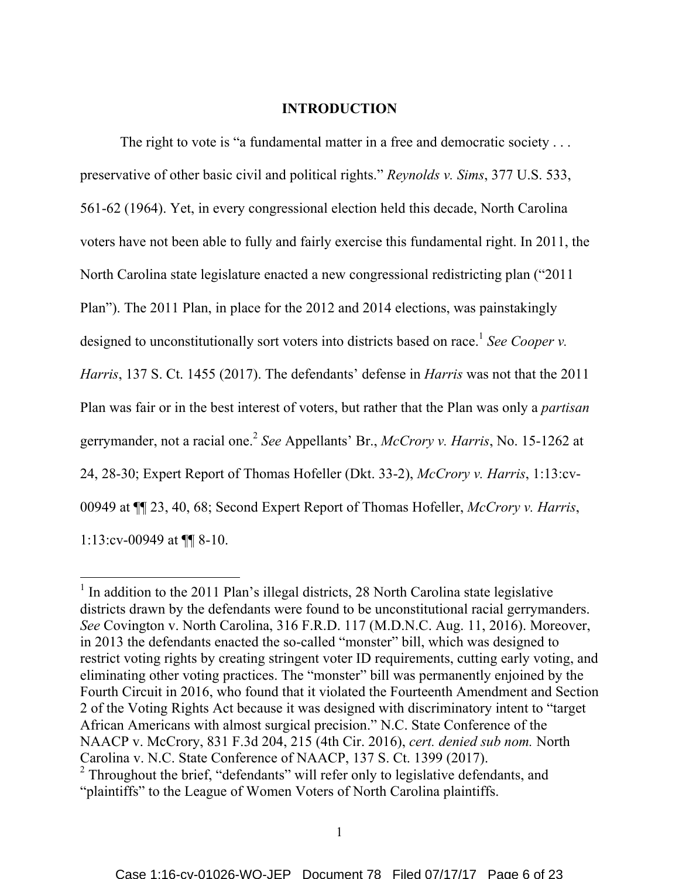## INTRODUCTION

The right to vote is "a fundamental matter in a free and democratic society . . . preservative of other basic civil and political rights." *Reynolds v. Sims*, 377 U.S. 533, 561-62 (1964). Yet, in every congressional election held this decade, North Carolina voters have not been able to fully and fairly exercise this fundamental right. In 2011, the North Carolina state legislature enacted a new congressional redistricting plan ("2011 Plan"). The 2011 Plan, in place for the 2012 and 2014 elections, was painstakingly designed to unconstitutionally sort voters into districts based on race.[1] *See Cooper v. Harris*, 137 S. Ct. 1455 (2017). The defendants' defense in *Harris* was not that the 2011 Plan was fair or in the best interest of voters, but rather that the Plan was only a *partisan* gerrymander, not a racial one.[2] *See* Appellants' Br., *McCrory v. Harris*, No. 15-1262 at 24, 28-30; Expert Report of Thomas Hofeller (Dkt. 33-2), *McCrory v. Harris*, 1:13:cv-00949 at ¶¶ 23, 40, 68; Second Expert Report of Thomas Hofeller, *McCrory v. Harris*, 1:13:cv-00949 at ¶¶ 8-10.

---

[1] In addition to the 2011 Plan's illegal districts, 28 North Carolina state legislative districts drawn by the defendants were found to be unconstitutional racial gerrymanders. *See* Covington v. North Carolina, 316 F.R.D. 117 (M.D.N.C. Aug. 11, 2016). Moreover, in 2013 the defendants enacted the so-called "monster" bill, which was designed to restrict voting rights by creating stringent voter ID requirements, cutting early voting, and eliminating other voting practices. The "monster" bill was permanently enjoined by the Fourth Circuit in 2016, who found that it violated the Fourteenth Amendment and Section 2 of the Voting Rights Act because it was designed with discriminatory intent to "target African Americans with almost surgical precision." N.C. State Conference of the NAACP v. McCrory, 831 F.3d 204, 215 (4th Cir. 2016), *cert. denied sub nom.* North Carolina v. N.C. State Conference of NAACP, 137 S. Ct. 1399 (2017).

[2] Throughout the brief, "defendants" will refer only to legislative defendants, and "plaintiffs" to the League of Women Voters of North Carolina plaintiffs.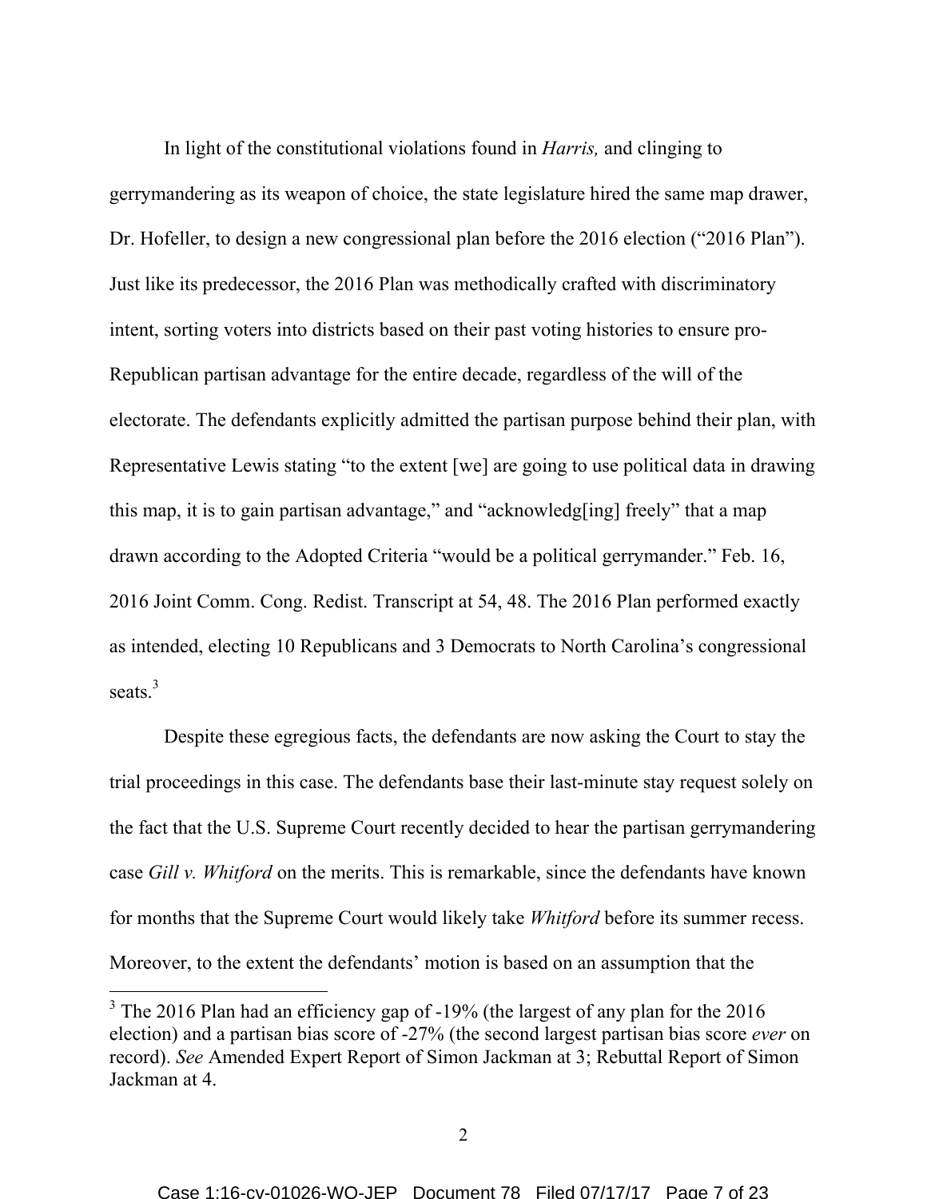In light of the constitutional violations found in *Harris,* and clinging to gerrymandering as its weapon of choice, the state legislature hired the same map drawer, Dr. Hofeller, to design a new congressional plan before the 2016 election ("2016 Plan"). Just like its predecessor, the 2016 Plan was methodically crafted with discriminatory intent, sorting voters into districts based on their past voting histories to ensure pro-Republican partisan advantage for the entire decade, regardless of the will of the electorate. The defendants explicitly admitted the partisan purpose behind their plan, with Representative Lewis stating "to the extent [we] are going to use political data in drawing this map, it is to gain partisan advantage," and "acknowledg[ing] freely" that a map drawn according to the Adopted Criteria "would be a political gerrymander." Feb. 16, 2016 Joint Comm. Cong. Redist. Transcript at 54, 48. The 2016 Plan performed exactly as intended, electing 10 Republicans and 3 Democrats to North Carolina's congressional seats.[3]

Despite these egregious facts, the defendants are now asking the Court to stay the trial proceedings in this case. The defendants base their last-minute stay request solely on the fact that the U.S. Supreme Court recently decided to hear the partisan gerrymandering case *Gill v. Whitford* on the merits. This is remarkable, since the defendants have known for months that the Supreme Court would likely take *Whitford* before its summer recess. Moreover, to the extent the defendants' motion is based on an assumption that the

---

[3] The 2016 Plan had an efficiency gap of -19% (the largest of any plan for the 2016 election) and a partisan bias score of -27% (the second largest partisan bias score *ever* on record). *See* Amended Expert Report of Simon Jackman at 3; Rebuttal Report of Simon Jackman at 4.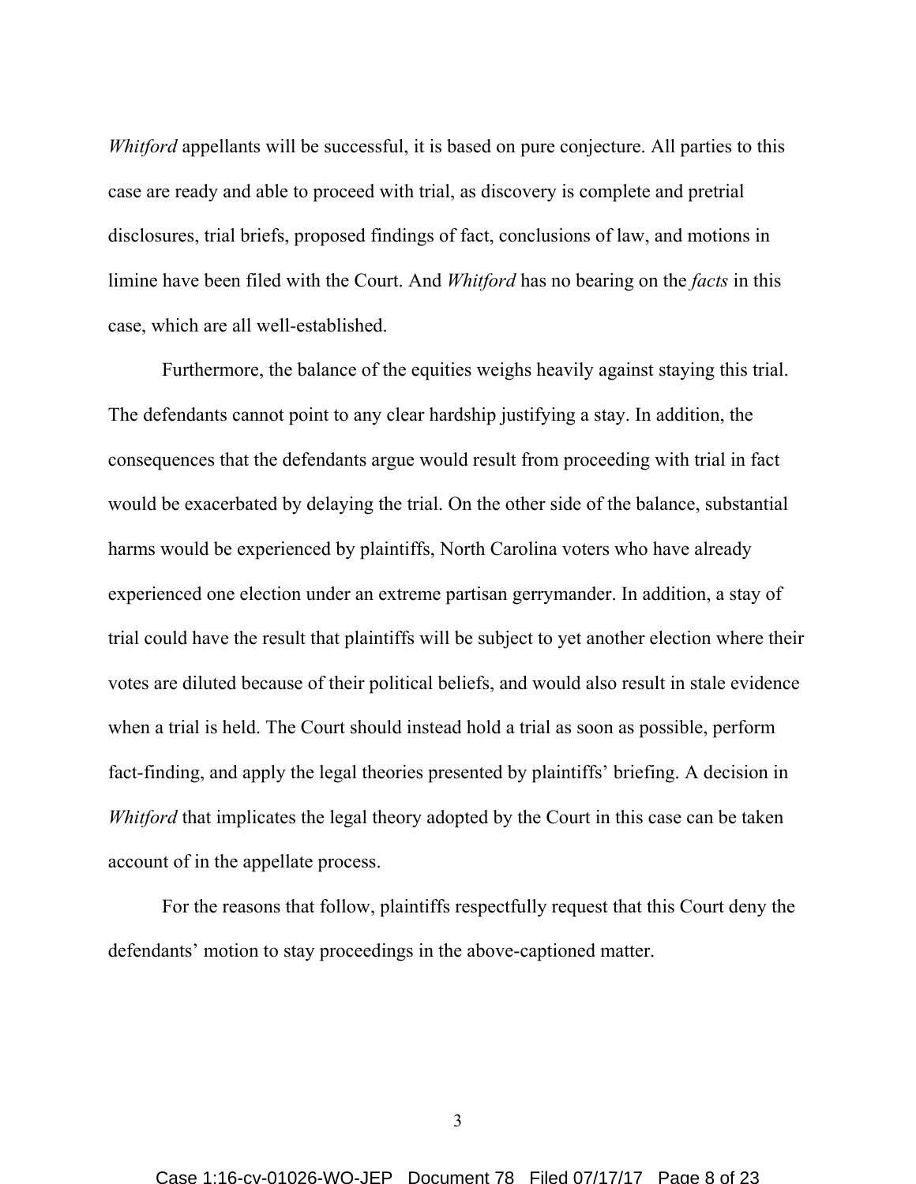*Whitford* appellants will be successful, it is based on pure conjecture. All parties to this case are ready and able to proceed with trial, as discovery is complete and pretrial disclosures, trial briefs, proposed findings of fact, conclusions of law, and motions in limine have been filed with the Court. And *Whitford* has no bearing on the *facts* in this case, which are all well-established.

Furthermore, the balance of the equities weighs heavily against staying this trial. The defendants cannot point to any clear hardship justifying a stay. In addition, the consequences that the defendants argue would result from proceeding with trial in fact would be exacerbated by delaying the trial. On the other side of the balance, substantial harms would be experienced by plaintiffs, North Carolina voters who have already experienced one election under an extreme partisan gerrymander. In addition, a stay of trial could have the result that plaintiffs will be subject to yet another election where their votes are diluted because of their political beliefs, and would also result in stale evidence when a trial is held. The Court should instead hold a trial as soon as possible, perform fact-finding, and apply the legal theories presented by plaintiffs' briefing. A decision in *Whitford* that implicates the legal theory adopted by the Court in this case can be taken account of in the appellate process.

For the reasons that follow, plaintiffs respectfully request that this Court deny the defendants' motion to stay proceedings in the above-captioned matter.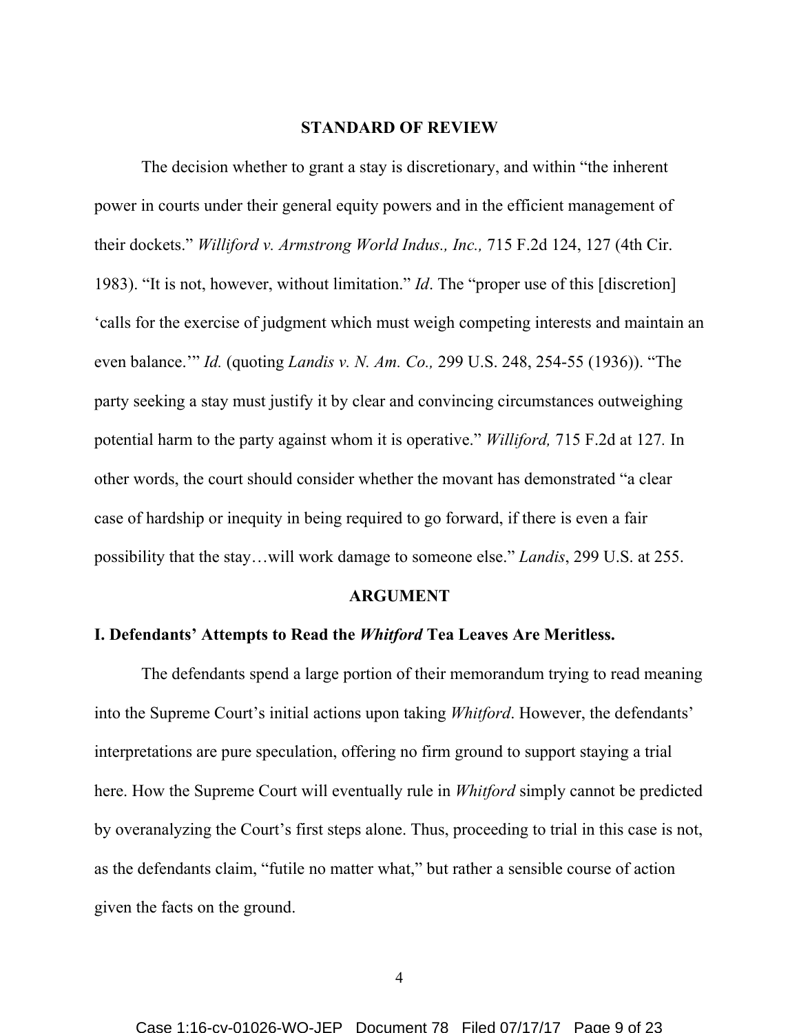## STANDARD OF REVIEW

The decision whether to grant a stay is discretionary, and within "the inherent power in courts under their general equity powers and in the efficient management of their dockets." *Williford v. Armstrong World Indus., Inc.,* 715 F.2d 124, 127 (4th Cir. 1983). "It is not, however, without limitation." *Id*. The "proper use of this [discretion] 'calls for the exercise of judgment which must weigh competing interests and maintain an even balance.'" *Id.* (quoting *Landis v. N. Am. Co.,* 299 U.S. 248, 254-55 (1936)). "The party seeking a stay must justify it by clear and convincing circumstances outweighing potential harm to the party against whom it is operative." *Williford,* 715 F.2d at 127*.* In other words, the court should consider whether the movant has demonstrated "a clear case of hardship or inequity in being required to go forward, if there is even a fair possibility that the stay…will work damage to someone else." *Landis*, 299 U.S. at 255.

## ARGUMENT

### I. Defendants' Attempts to Read the *Whitford* Tea Leaves Are Meritless.

The defendants spend a large portion of their memorandum trying to read meaning into the Supreme Court's initial actions upon taking *Whitford*. However, the defendants' interpretations are pure speculation, offering no firm ground to support staying a trial here. How the Supreme Court will eventually rule in *Whitford* simply cannot be predicted by overanalyzing the Court's first steps alone. Thus, proceeding to trial in this case is not, as the defendants claim, "futile no matter what," but rather a sensible course of action given the facts on the ground.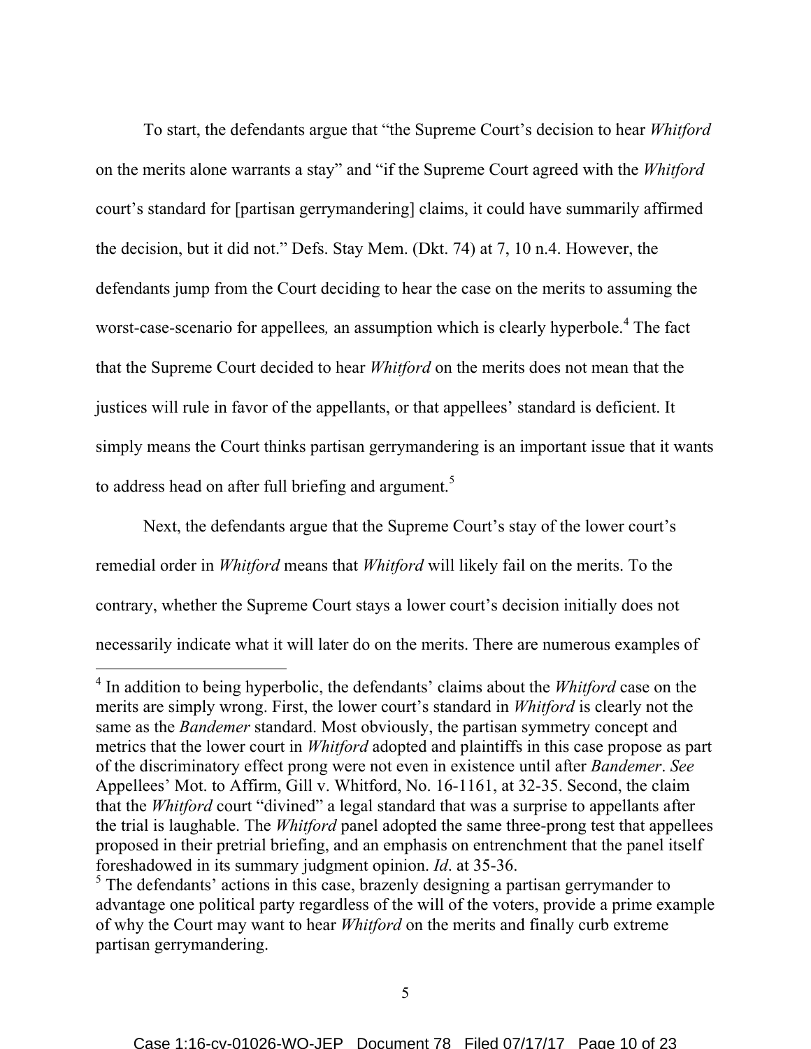To start, the defendants argue that "the Supreme Court's decision to hear *Whitford* on the merits alone warrants a stay" and "if the Supreme Court agreed with the *Whitford* court's standard for [partisan gerrymandering] claims, it could have summarily affirmed the decision, but it did not." Defs. Stay Mem. (Dkt. 74) at 7, 10 n.4. However, the defendants jump from the Court deciding to hear the case on the merits to assuming the worst-case-scenario for appellees*,* an assumption which is clearly hyperbole.[4] The fact that the Supreme Court decided to hear *Whitford* on the merits does not mean that the justices will rule in favor of the appellants, or that appellees' standard is deficient. It simply means the Court thinks partisan gerrymandering is an important issue that it wants to address head on after full briefing and argument.[5]

Next, the defendants argue that the Supreme Court's stay of the lower court's remedial order in *Whitford* means that *Whitford* will likely fail on the merits. To the contrary, whether the Supreme Court stays a lower court's decision initially does not necessarily indicate what it will later do on the merits. There are numerous examples of

---

[4] In addition to being hyperbolic, the defendants' claims about the *Whitford* case on the merits are simply wrong. First, the lower court's standard in *Whitford* is clearly not the same as the *Bandemer* standard. Most obviously, the partisan symmetry concept and metrics that the lower court in *Whitford* adopted and plaintiffs in this case propose as part of the discriminatory effect prong were not even in existence until after *Bandemer*. *See* Appellees' Mot. to Affirm, Gill v. Whitford, No. 16-1161, at 32-35. Second, the claim that the *Whitford* court "divined" a legal standard that was a surprise to appellants after the trial is laughable. The *Whitford* panel adopted the same three-prong test that appellees proposed in their pretrial briefing, and an emphasis on entrenchment that the panel itself foreshadowed in its summary judgment opinion. *Id*. at 35-36.

[5] The defendants' actions in this case, brazenly designing a partisan gerrymander to advantage one political party regardless of the will of the voters, provide a prime example of why the Court may want to hear *Whitford* on the merits and finally curb extreme partisan gerrymandering.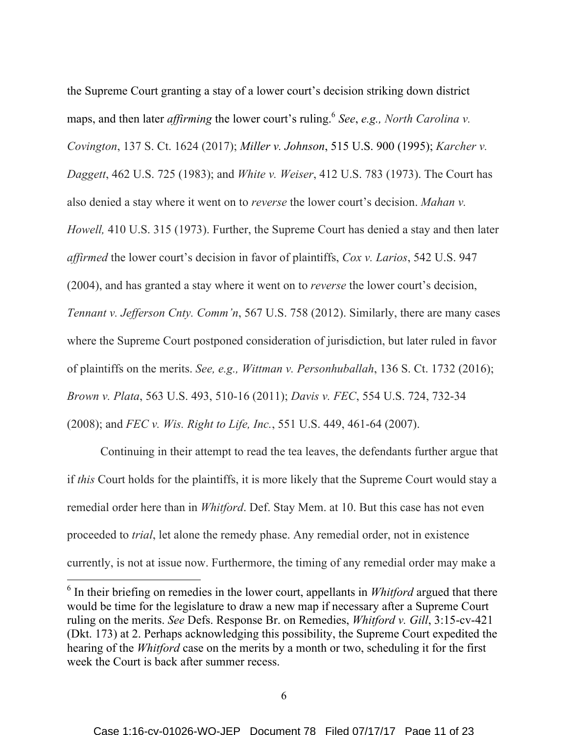the Supreme Court granting a stay of a lower court's decision striking down district maps, and then later *affirming* the lower court's ruling.[6] *See*, *e.g., North Carolina v. Covington*, 137 S. Ct. 1624 (2017); *Miller v. Johnson*, 515 U.S. 900 (1995); *Karcher v. Daggett*, 462 U.S. 725 (1983); and *White v. Weiser*, 412 U.S. 783 (1973). The Court has also denied a stay where it went on to *reverse* the lower court's decision. *Mahan v. Howell,* 410 U.S. 315 (1973). Further, the Supreme Court has denied a stay and then later *affirmed* the lower court's decision in favor of plaintiffs, *Cox v. Larios*, 542 U.S. 947 (2004), and has granted a stay where it went on to *reverse* the lower court's decision, *Tennant v. Jefferson Cnty. Comm'n*, 567 U.S. 758 (2012). Similarly, there are many cases where the Supreme Court postponed consideration of jurisdiction, but later ruled in favor of plaintiffs on the merits. *See, e.g., Wittman v. Personhuballah*, 136 S. Ct. 1732 (2016); *Brown v. Plata*, 563 U.S. 493, 510-16 (2011); *Davis v. FEC*, 554 U.S. 724, 732-34 (2008); and *FEC v. Wis. Right to Life, Inc.*, 551 U.S. 449, 461-64 (2007).

Continuing in their attempt to read the tea leaves, the defendants further argue that if *this* Court holds for the plaintiffs, it is more likely that the Supreme Court would stay a remedial order here than in *Whitford*. Def. Stay Mem. at 10. But this case has not even proceeded to *trial*, let alone the remedy phase. Any remedial order, not in existence currently, is not at issue now. Furthermore, the timing of any remedial order may make a

[6] In their briefing on remedies in the lower court, appellants in *Whitford* argued that there would be time for the legislature to draw a new map if necessary after a Supreme Court ruling on the merits. *See* Defs. Response Br. on Remedies, *Whitford v. Gill*, 3:15-cv-421 (Dkt. 173) at 2. Perhaps acknowledging this possibility, the Supreme Court expedited the hearing of the *Whitford* case on the merits by a month or two, scheduling it for the first week the Court is back after summer recess.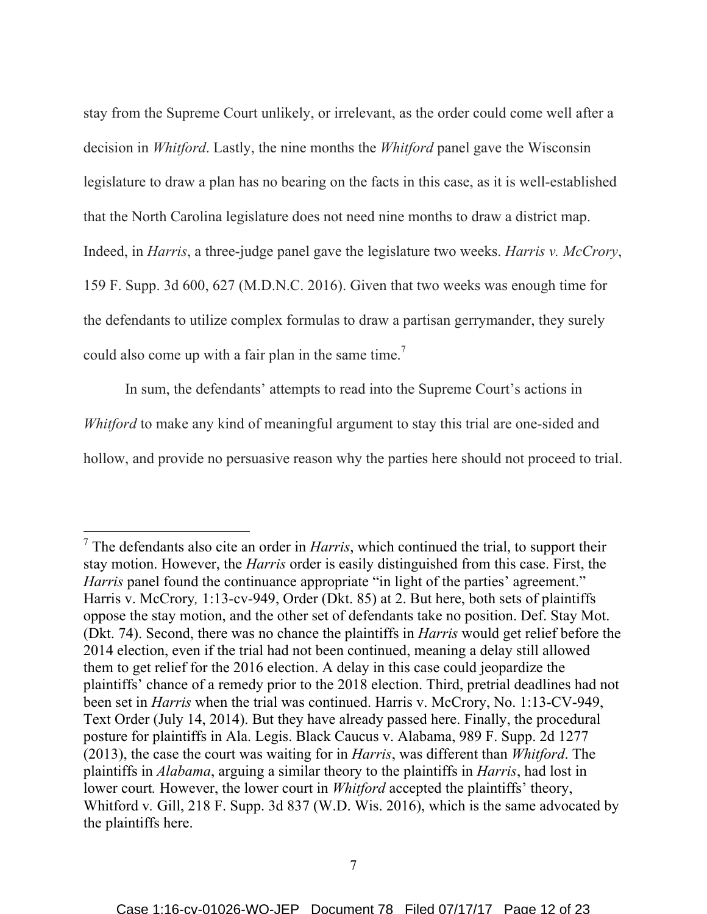stay from the Supreme Court unlikely, or irrelevant, as the order could come well after a decision in *Whitford*. Lastly, the nine months the *Whitford* panel gave the Wisconsin legislature to draw a plan has no bearing on the facts in this case, as it is well-established that the North Carolina legislature does not need nine months to draw a district map. Indeed, in *Harris*, a three-judge panel gave the legislature two weeks. *Harris v. McCrory*, 159 F. Supp. 3d 600, 627 (M.D.N.C. 2016). Given that two weeks was enough time for the defendants to utilize complex formulas to draw a partisan gerrymander, they surely could also come up with a fair plan in the same time.[7]

In sum, the defendants' attempts to read into the Supreme Court's actions in *Whitford* to make any kind of meaningful argument to stay this trial are one-sided and hollow, and provide no persuasive reason why the parties here should not proceed to trial.

---

[7] The defendants also cite an order in *Harris*, which continued the trial, to support their stay motion. However, the *Harris* order is easily distinguished from this case. First, the *Harris* panel found the continuance appropriate "in light of the parties' agreement." Harris v. McCrory*,* 1:13-cv-949, Order (Dkt. 85) at 2. But here, both sets of plaintiffs oppose the stay motion, and the other set of defendants take no position. Def. Stay Mot. (Dkt. 74). Second, there was no chance the plaintiffs in *Harris* would get relief before the 2014 election, even if the trial had not been continued, meaning a delay still allowed them to get relief for the 2016 election. A delay in this case could jeopardize the plaintiffs' chance of a remedy prior to the 2018 election. Third, pretrial deadlines had not been set in *Harris* when the trial was continued. Harris v. McCrory, No. 1:13-CV-949, Text Order (July 14, 2014). But they have already passed here. Finally, the procedural posture for plaintiffs in Ala. Legis. Black Caucus v. Alabama, 989 F. Supp. 2d 1277 (2013), the case the court was waiting for in *Harris*, was different than *Whitford*. The plaintiffs in *Alabama*, arguing a similar theory to the plaintiffs in *Harris*, had lost in lower court*.* However, the lower court in *Whitford* accepted the plaintiffs' theory, Whitford v. Gill, 218 F. Supp. 3d 837 (W.D. Wis. 2016), which is the same advocated by the plaintiffs here.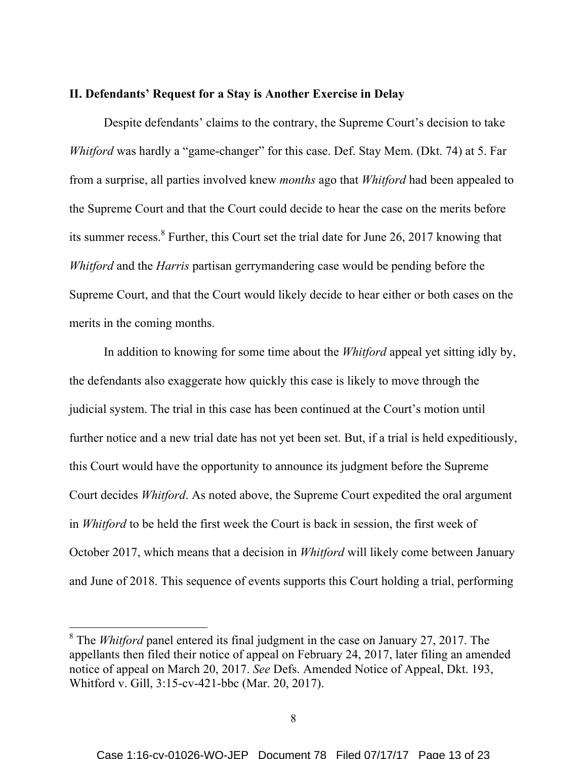**II. Defendants' Request for a Stay is Another Exercise in Delay**

Despite defendants' claims to the contrary, the Supreme Court's decision to take *Whitford* was hardly a "game-changer" for this case. Def. Stay Mem. (Dkt. 74) at 5. Far from a surprise, all parties involved knew *months* ago that *Whitford* had been appealed to the Supreme Court and that the Court could decide to hear the case on the merits before its summer recess.[8] Further, this Court set the trial date for June 26, 2017 knowing that *Whitford* and the *Harris* partisan gerrymandering case would be pending before the Supreme Court, and that the Court would likely decide to hear either or both cases on the merits in the coming months.

In addition to knowing for some time about the *Whitford* appeal yet sitting idly by, the defendants also exaggerate how quickly this case is likely to move through the judicial system. The trial in this case has been continued at the Court's motion until further notice and a new trial date has not yet been set. But, if a trial is held expeditiously, this Court would have the opportunity to announce its judgment before the Supreme Court decides *Whitford*. As noted above, the Supreme Court expedited the oral argument in *Whitford* to be held the first week the Court is back in session, the first week of October 2017, which means that a decision in *Whitford* will likely come between January and June of 2018. This sequence of events supports this Court holding a trial, performing

---

[8] The *Whitford* panel entered its final judgment in the case on January 27, 2017. The appellants then filed their notice of appeal on February 24, 2017, later filing an amended notice of appeal on March 20, 2017. *See* Defs. Amended Notice of Appeal, Dkt. 193, Whitford v. Gill, 3:15-cv-421-bbc (Mar. 20, 2017).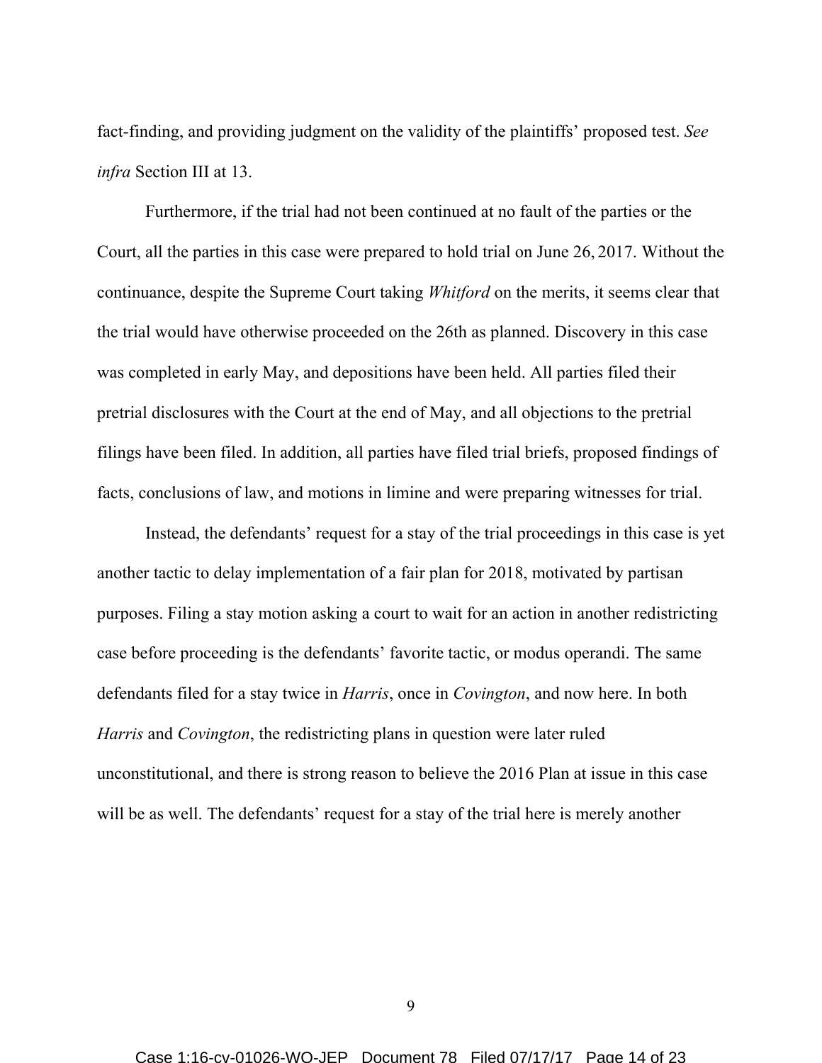fact-finding, and providing judgment on the validity of the plaintiffs' proposed test. *See infra* Section III at 13.

Furthermore, if the trial had not been continued at no fault of the parties or the Court, all the parties in this case were prepared to hold trial on June 26, 2017. Without the continuance, despite the Supreme Court taking *Whitford* on the merits, it seems clear that the trial would have otherwise proceeded on the 26th as planned. Discovery in this case was completed in early May, and depositions have been held. All parties filed their pretrial disclosures with the Court at the end of May, and all objections to the pretrial filings have been filed. In addition, all parties have filed trial briefs, proposed findings of facts, conclusions of law, and motions in limine and were preparing witnesses for trial.

Instead, the defendants' request for a stay of the trial proceedings in this case is yet another tactic to delay implementation of a fair plan for 2018, motivated by partisan purposes. Filing a stay motion asking a court to wait for an action in another redistricting case before proceeding is the defendants' favorite tactic, or modus operandi. The same defendants filed for a stay twice in *Harris*, once in *Covington*, and now here. In both *Harris* and *Covington*, the redistricting plans in question were later ruled unconstitutional, and there is strong reason to believe the 2016 Plan at issue in this case will be as well. The defendants' request for a stay of the trial here is merely another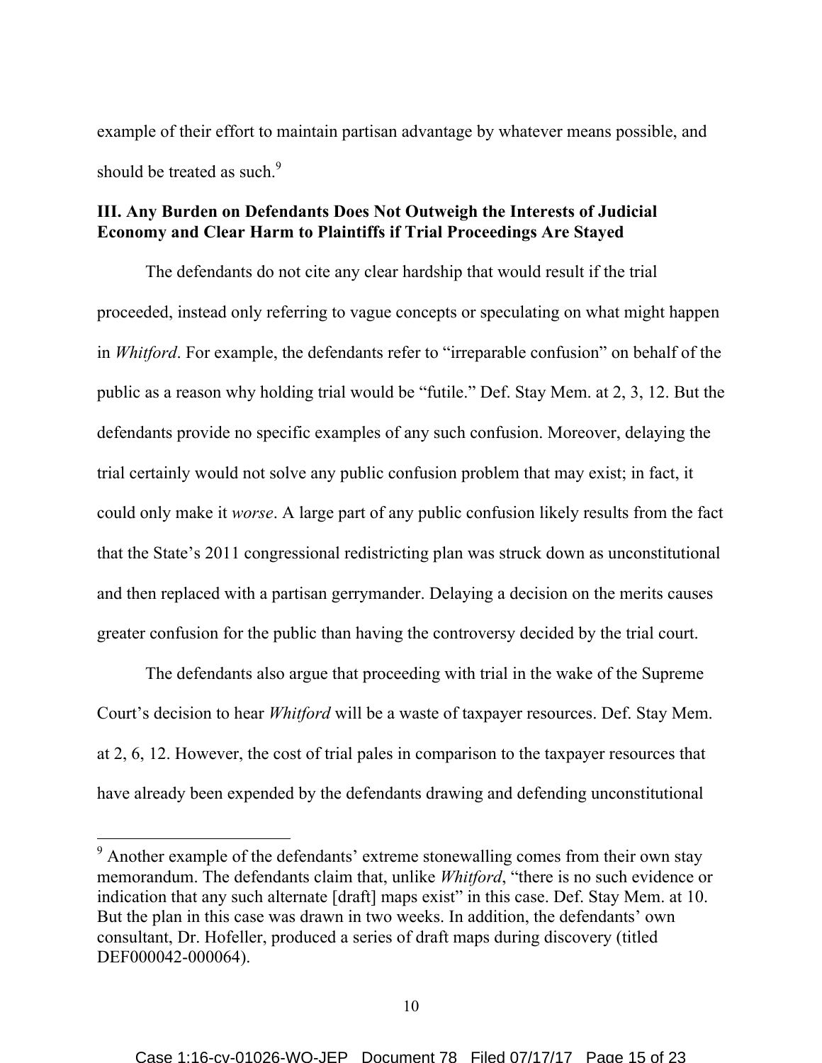example of their effort to maintain partisan advantage by whatever means possible, and should be treated as such.[9]

### III. Any Burden on Defendants Does Not Outweigh the Interests of Judicial Economy and Clear Harm to Plaintiffs if Trial Proceedings Are Stayed

The defendants do not cite any clear hardship that would result if the trial proceeded, instead only referring to vague concepts or speculating on what might happen in *Whitford*. For example, the defendants refer to "irreparable confusion" on behalf of the public as a reason why holding trial would be "futile." Def. Stay Mem. at 2, 3, 12. But the defendants provide no specific examples of any such confusion. Moreover, delaying the trial certainly would not solve any public confusion problem that may exist; in fact, it could only make it *worse*. A large part of any public confusion likely results from the fact that the State's 2011 congressional redistricting plan was struck down as unconstitutional and then replaced with a partisan gerrymander. Delaying a decision on the merits causes greater confusion for the public than having the controversy decided by the trial court.

The defendants also argue that proceeding with trial in the wake of the Supreme Court's decision to hear *Whitford* will be a waste of taxpayer resources. Def. Stay Mem. at 2, 6, 12. However, the cost of trial pales in comparison to the taxpayer resources that have already been expended by the defendants drawing and defending unconstitutional

---

[9] Another example of the defendants' extreme stonewalling comes from their own stay memorandum. The defendants claim that, unlike *Whitford*, "there is no such evidence or indication that any such alternate [draft] maps exist" in this case. Def. Stay Mem. at 10. But the plan in this case was drawn in two weeks. In addition, the defendants' own consultant, Dr. Hofeller, produced a series of draft maps during discovery (titled DEF000042-000064).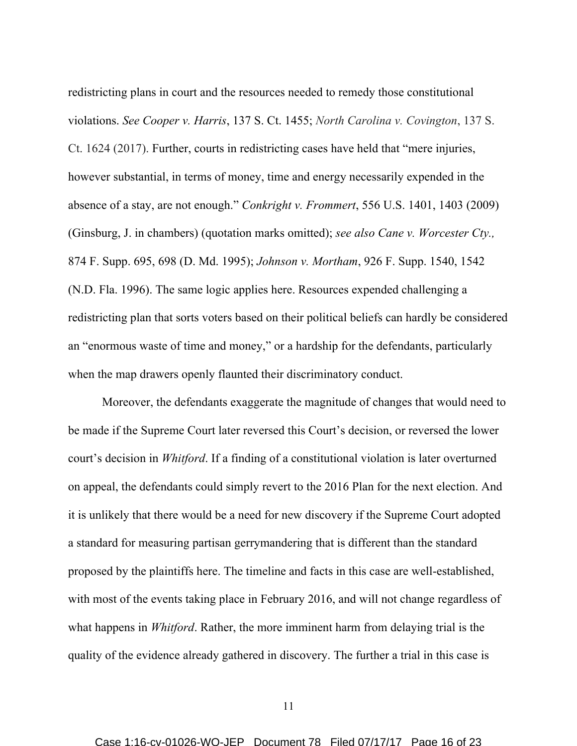redistricting plans in court and the resources needed to remedy those constitutional violations. *See Cooper v. Harris*, 137 S. Ct. 1455; *North Carolina v. Covington*, 137 S. Ct. 1624 (2017). Further, courts in redistricting cases have held that "mere injuries, however substantial, in terms of money, time and energy necessarily expended in the absence of a stay, are not enough." *Conkright v. Frommert*, 556 U.S. 1401, 1403 (2009) (Ginsburg, J. in chambers) (quotation marks omitted); *see also Cane v. Worcester Cty.,* 874 F. Supp. 695, 698 (D. Md. 1995); *Johnson v. Mortham*, 926 F. Supp. 1540, 1542 (N.D. Fla. 1996). The same logic applies here. Resources expended challenging a redistricting plan that sorts voters based on their political beliefs can hardly be considered an "enormous waste of time and money," or a hardship for the defendants, particularly when the map drawers openly flaunted their discriminatory conduct.

Moreover, the defendants exaggerate the magnitude of changes that would need to be made if the Supreme Court later reversed this Court's decision, or reversed the lower court's decision in *Whitford*. If a finding of a constitutional violation is later overturned on appeal, the defendants could simply revert to the 2016 Plan for the next election. And it is unlikely that there would be a need for new discovery if the Supreme Court adopted a standard for measuring partisan gerrymandering that is different than the standard proposed by the plaintiffs here. The timeline and facts in this case are well-established, with most of the events taking place in February 2016, and will not change regardless of what happens in *Whitford*. Rather, the more imminent harm from delaying trial is the quality of the evidence already gathered in discovery. The further a trial in this case is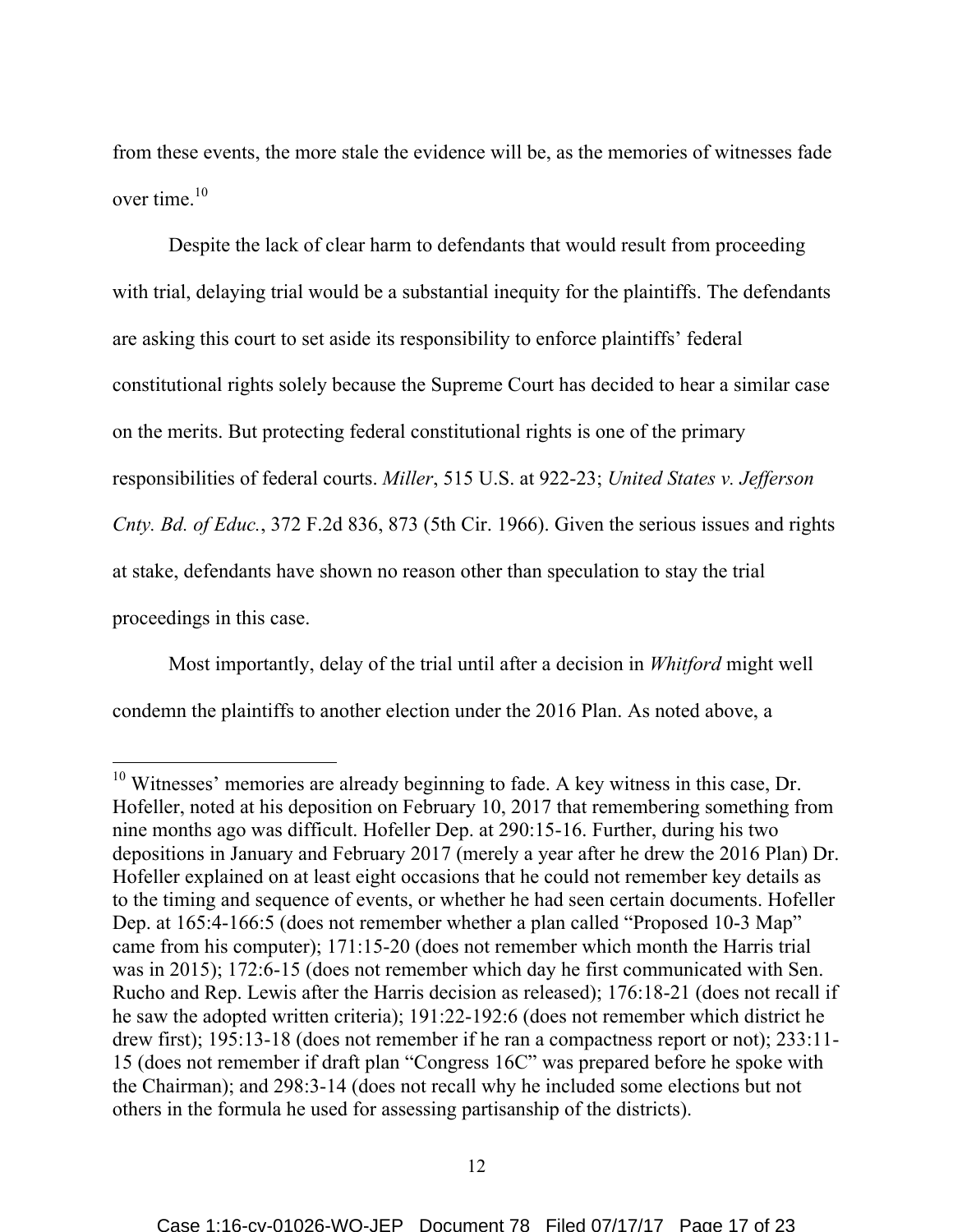from these events, the more stale the evidence will be, as the memories of witnesses fade over time.[10]

Despite the lack of clear harm to defendants that would result from proceeding with trial, delaying trial would be a substantial inequity for the plaintiffs. The defendants are asking this court to set aside its responsibility to enforce plaintiffs' federal constitutional rights solely because the Supreme Court has decided to hear a similar case on the merits. But protecting federal constitutional rights is one of the primary responsibilities of federal courts. *Miller*, 515 U.S. at 922-23; *United States v. Jefferson Cnty. Bd. of Educ.*, 372 F.2d 836, 873 (5th Cir. 1966). Given the serious issues and rights at stake, defendants have shown no reason other than speculation to stay the trial proceedings in this case.

Most importantly, delay of the trial until after a decision in *Whitford* might well condemn the plaintiffs to another election under the 2016 Plan. As noted above, a

---

[10] Witnesses' memories are already beginning to fade. A key witness in this case, Dr. Hofeller, noted at his deposition on February 10, 2017 that remembering something from nine months ago was difficult. Hofeller Dep. at 290:15-16. Further, during his two depositions in January and February 2017 (merely a year after he drew the 2016 Plan) Dr. Hofeller explained on at least eight occasions that he could not remember key details as to the timing and sequence of events, or whether he had seen certain documents. Hofeller Dep. at 165:4-166:5 (does not remember whether a plan called "Proposed 10-3 Map" came from his computer); 171:15-20 (does not remember which month the Harris trial was in 2015); 172:6-15 (does not remember which day he first communicated with Sen. Rucho and Rep. Lewis after the Harris decision as released); 176:18-21 (does not recall if he saw the adopted written criteria); 191:22-192:6 (does not remember which district he drew first); 195:13-18 (does not remember if he ran a compactness report or not); 233:11-15 (does not remember if draft plan "Congress 16C" was prepared before he spoke with the Chairman); and 298:3-14 (does not recall why he included some elections but not others in the formula he used for assessing partisanship of the districts).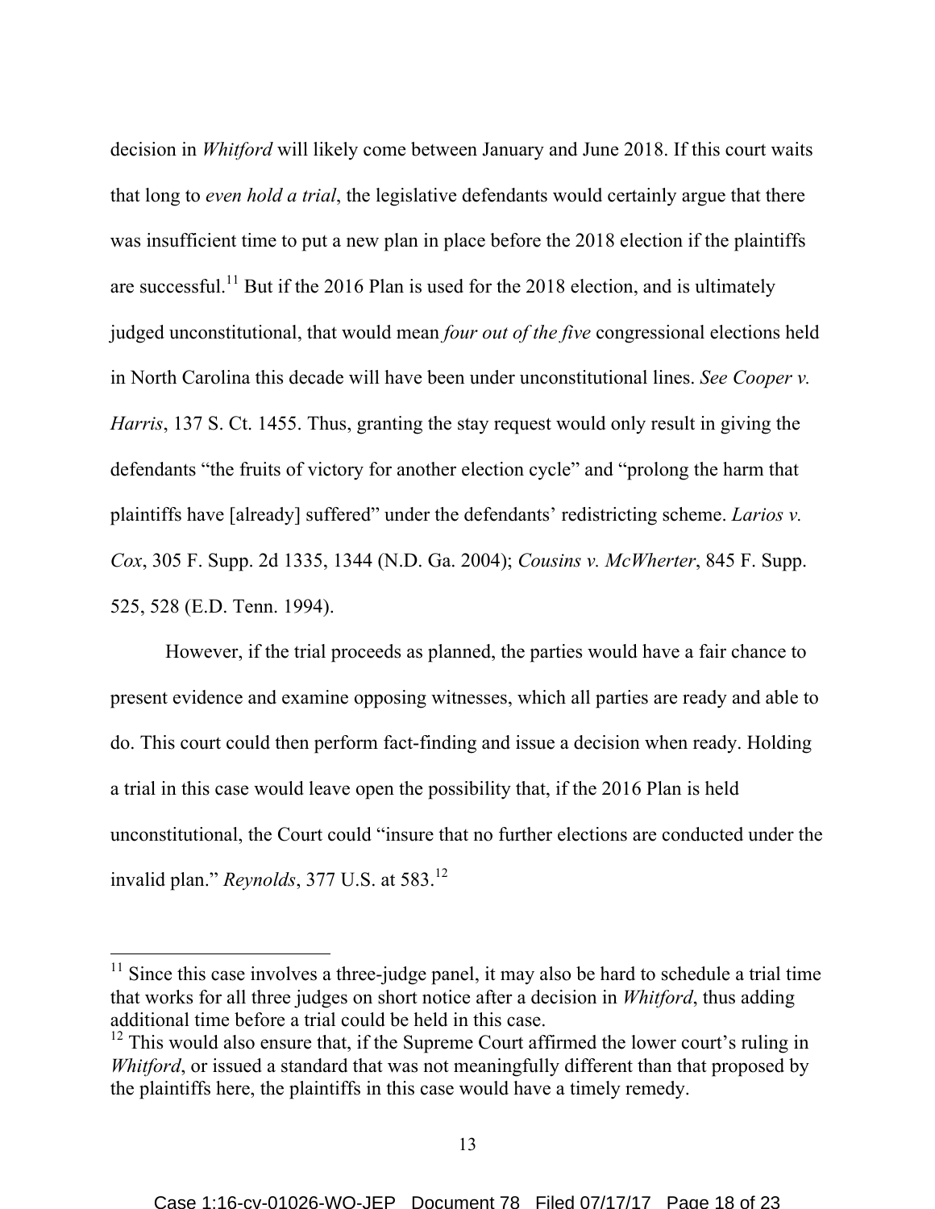decision in *Whitford* will likely come between January and June 2018. If this court waits that long to *even hold a trial*, the legislative defendants would certainly argue that there was insufficient time to put a new plan in place before the 2018 election if the plaintiffs are successful.[11] But if the 2016 Plan is used for the 2018 election, and is ultimately judged unconstitutional, that would mean *four out of the five* congressional elections held in North Carolina this decade will have been under unconstitutional lines. *See Cooper v. Harris*, 137 S. Ct. 1455. Thus, granting the stay request would only result in giving the defendants "the fruits of victory for another election cycle" and "prolong the harm that plaintiffs have [already] suffered" under the defendants' redistricting scheme. *Larios v. Cox*, 305 F. Supp. 2d 1335, 1344 (N.D. Ga. 2004); *Cousins v. McWherter*, 845 F. Supp. 525, 528 (E.D. Tenn. 1994).

However, if the trial proceeds as planned, the parties would have a fair chance to present evidence and examine opposing witnesses, which all parties are ready and able to do. This court could then perform fact-finding and issue a decision when ready. Holding a trial in this case would leave open the possibility that, if the 2016 Plan is held unconstitutional, the Court could "insure that no further elections are conducted under the invalid plan." *Reynolds*, 377 U.S. at 583.[12]

---

[11] Since this case involves a three-judge panel, it may also be hard to schedule a trial time that works for all three judges on short notice after a decision in *Whitford*, thus adding additional time before a trial could be held in this case.

[12] This would also ensure that, if the Supreme Court affirmed the lower court's ruling in *Whitford*, or issued a standard that was not meaningfully different than that proposed by the plaintiffs here, the plaintiffs in this case would have a timely remedy.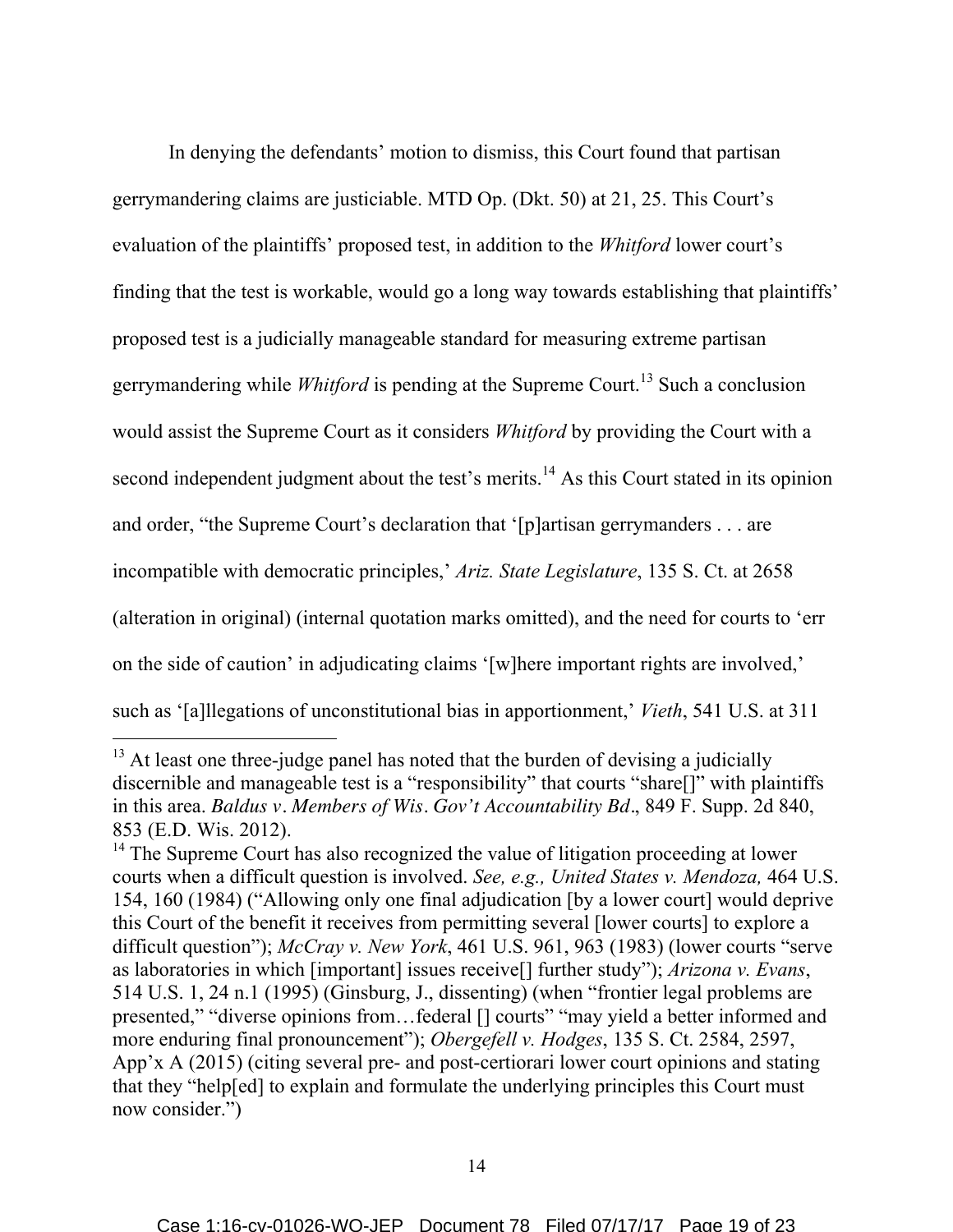In denying the defendants' motion to dismiss, this Court found that partisan gerrymandering claims are justiciable. MTD Op. (Dkt. 50) at 21, 25. This Court's evaluation of the plaintiffs' proposed test, in addition to the *Whitford* lower court's finding that the test is workable, would go a long way towards establishing that plaintiffs' proposed test is a judicially manageable standard for measuring extreme partisan gerrymandering while *Whitford* is pending at the Supreme Court.[13] Such a conclusion would assist the Supreme Court as it considers *Whitford* by providing the Court with a second independent judgment about the test's merits.[14] As this Court stated in its opinion and order, "the Supreme Court's declaration that '[p]artisan gerrymanders . . . are incompatible with democratic principles,' *Ariz. State Legislature*, 135 S. Ct. at 2658 (alteration in original) (internal quotation marks omitted), and the need for courts to 'err on the side of caution' in adjudicating claims '[w]here important rights are involved,' such as '[a]llegations of unconstitutional bias in apportionment,' *Vieth*, 541 U.S. at 311

---

[13] At least one three-judge panel has noted that the burden of devising a judicially discernible and manageable test is a "responsibility" that courts "share[]" with plaintiffs in this area. *Baldus v. Members of Wis. Gov't Accountability Bd.*, 849 F. Supp. 2d 840, 853 (E.D. Wis. 2012).

[14] The Supreme Court has also recognized the value of litigation proceeding at lower courts when a difficult question is involved. *See, e.g., United States v. Mendoza,* 464 U.S. 154, 160 (1984) ("Allowing only one final adjudication [by a lower court] would deprive this Court of the benefit it receives from permitting several [lower courts] to explore a difficult question"); *McCray v. New York*, 461 U.S. 961, 963 (1983) (lower courts "serve as laboratories in which [important] issues receive[] further study"); *Arizona v. Evans*, 514 U.S. 1, 24 n.1 (1995) (Ginsburg, J., dissenting) (when "frontier legal problems are presented," "diverse opinions from…federal [] courts" "may yield a better informed and more enduring final pronouncement"); *Obergefell v. Hodges*, 135 S. Ct. 2584, 2597, App'x A (2015) (citing several pre- and post-certiorari lower court opinions and stating that they "help[ed] to explain and formulate the underlying principles this Court must now consider.")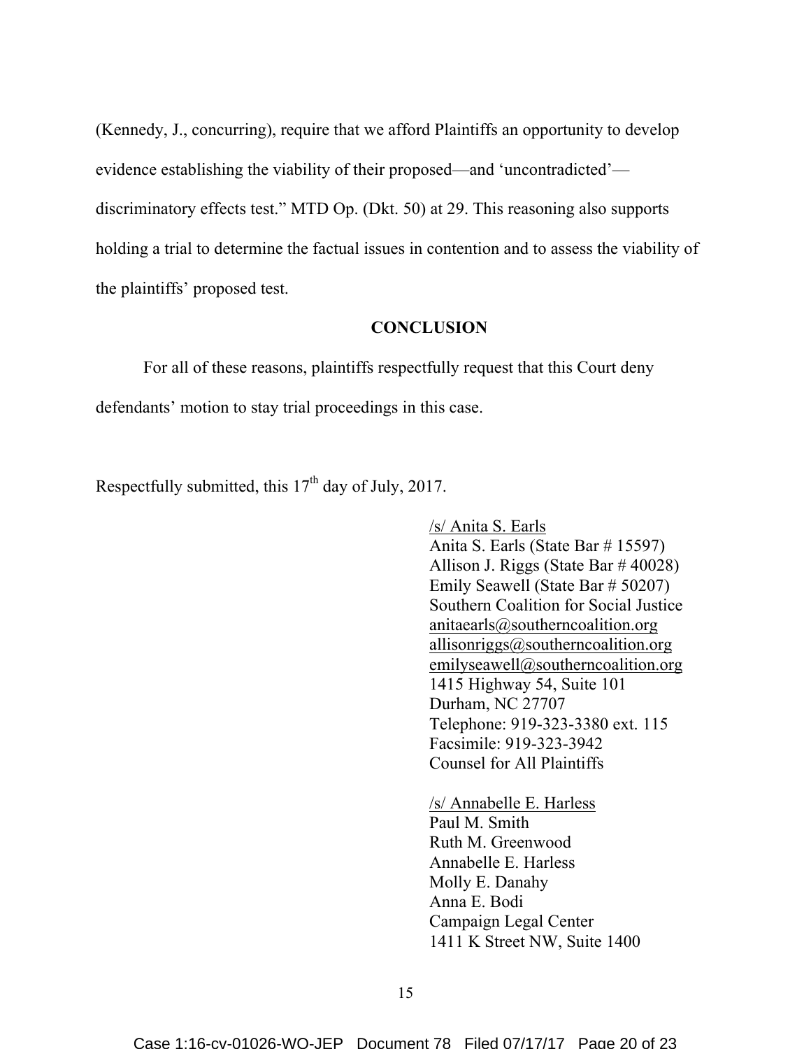(Kennedy, J., concurring), require that we afford Plaintiffs an opportunity to develop evidence establishing the viability of their proposed—and 'uncontradicted'—discriminatory effects test." MTD Op. (Dkt. 50) at 29. This reasoning also supports holding a trial to determine the factual issues in contention and to assess the viability of the plaintiffs' proposed test.

## CONCLUSION

For all of these reasons, plaintiffs respectfully request that this Court deny defendants' motion to stay trial proceedings in this case.

Respectfully submitted, this 17th day of July, 2017.

/s/ Anita S. Earls
Anita S. Earls (State Bar # 15597)
Allison J. Riggs (State Bar # 40028)
Emily Seawell (State Bar # 50207)
Southern Coalition for Social Justice
anitaearls@southerncoalition.org
allisonriggs@southerncoalition.org
emilyseawell@southerncoalition.org
1415 Highway 54, Suite 101
Durham, NC 27707
Telephone: 919-323-3380 ext. 115
Facsimile: 919-323-3942
Counsel for All Plaintiffs

/s/ Annabelle E. Harless
Paul M. Smith
Ruth M. Greenwood
Annabelle E. Harless
Molly E. Danahy
Anna E. Bodi
Campaign Legal Center
1411 K Street NW, Suite 1400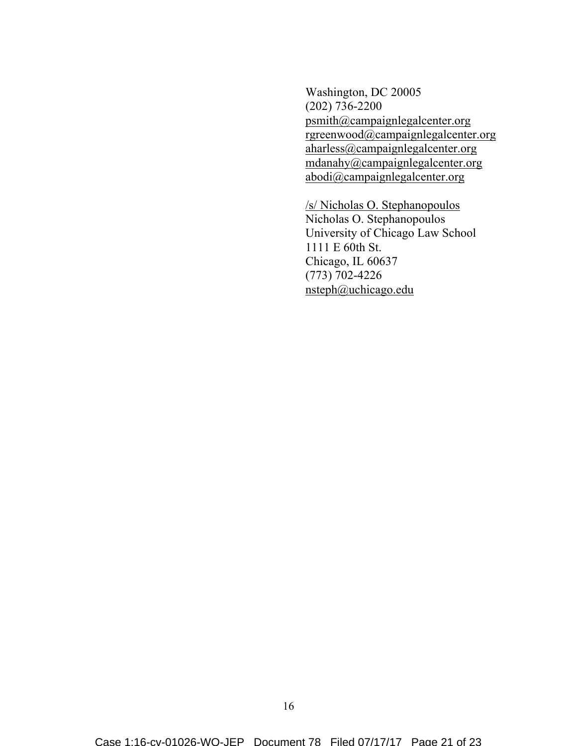Washington, DC 20005
(202) 736-2200
psmith@campaignlegalcenter.org
rgreenwood@campaignlegalcenter.org
aharless@campaignlegalcenter.org
mdanahy@campaignlegalcenter.org
abodi@campaignlegalcenter.org

/s/ Nicholas O. Stephanopoulos
Nicholas O. Stephanopoulos
University of Chicago Law School
1111 E 60th St.
Chicago, IL 60637
(773) 702-4226
nsteph@uchicago.edu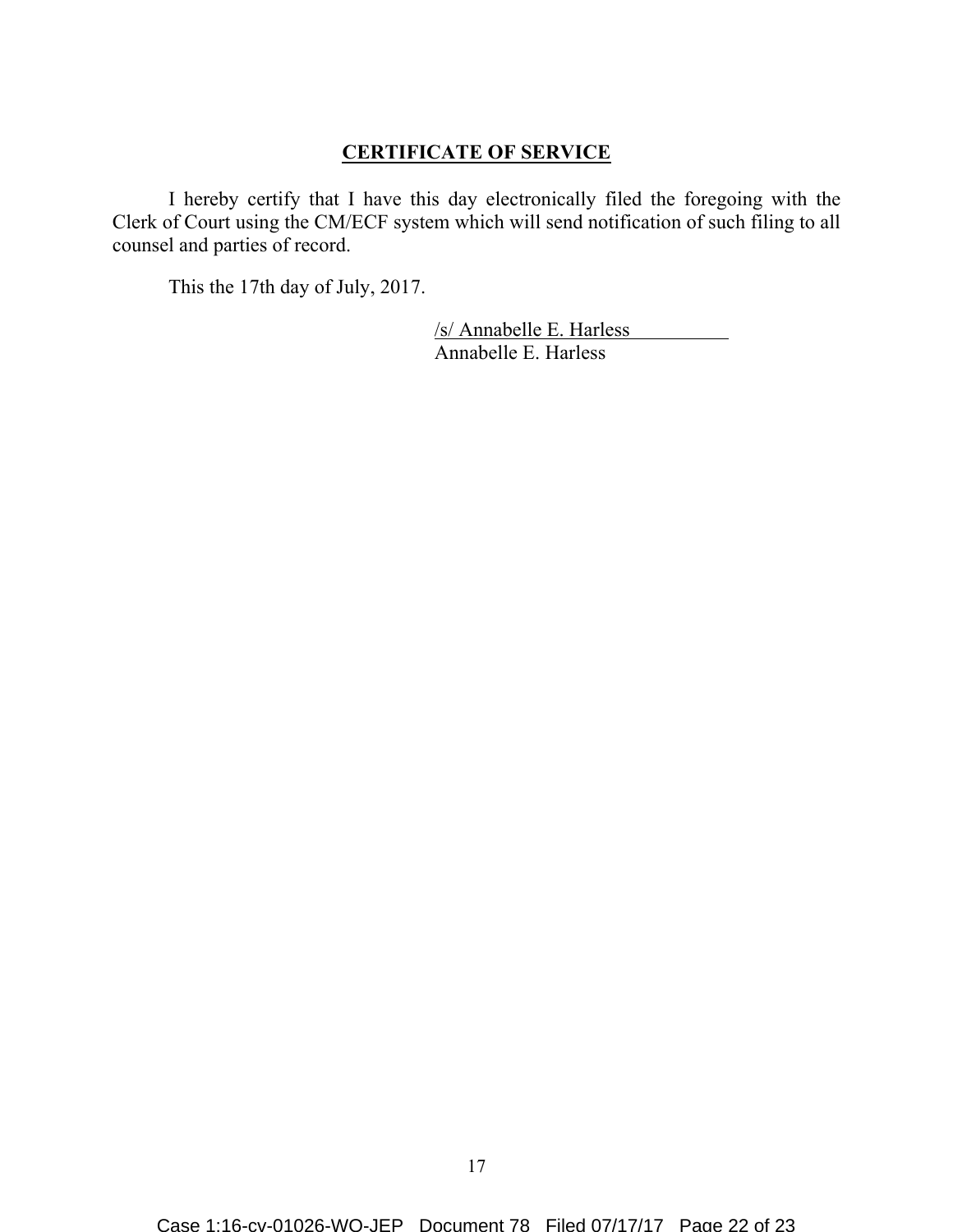**CERTIFICATE OF SERVICE**

I hereby certify that I have this day electronically filed the foregoing with the Clerk of Court using the CM/ECF system which will send notification of such filing to all counsel and parties of record.

This the 17th day of July, 2017.

/s/ Annabelle E. Harless
Annabelle E. Harless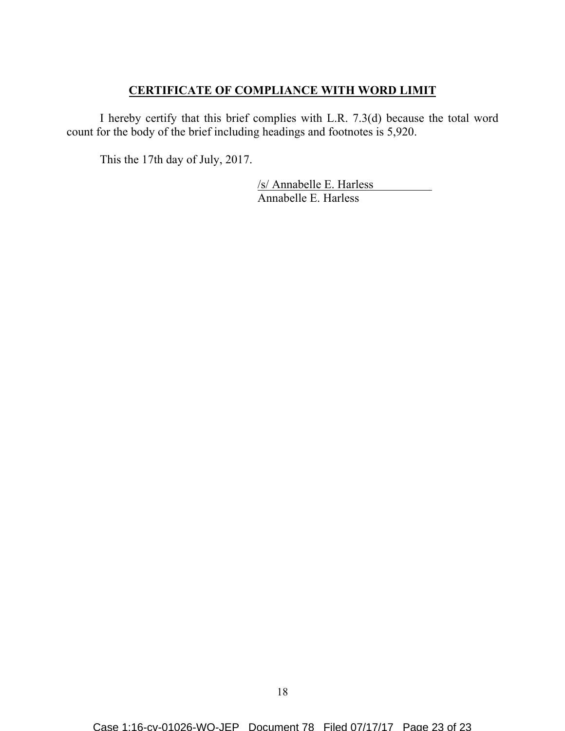## CERTIFICATE OF COMPLIANCE WITH WORD LIMIT

I hereby certify that this brief complies with L.R. 7.3(d) because the total word count for the body of the brief including headings and footnotes is 5,920.

This the 17th day of July, 2017.

/s/ Annabelle E. Harless
Annabelle E. Harless